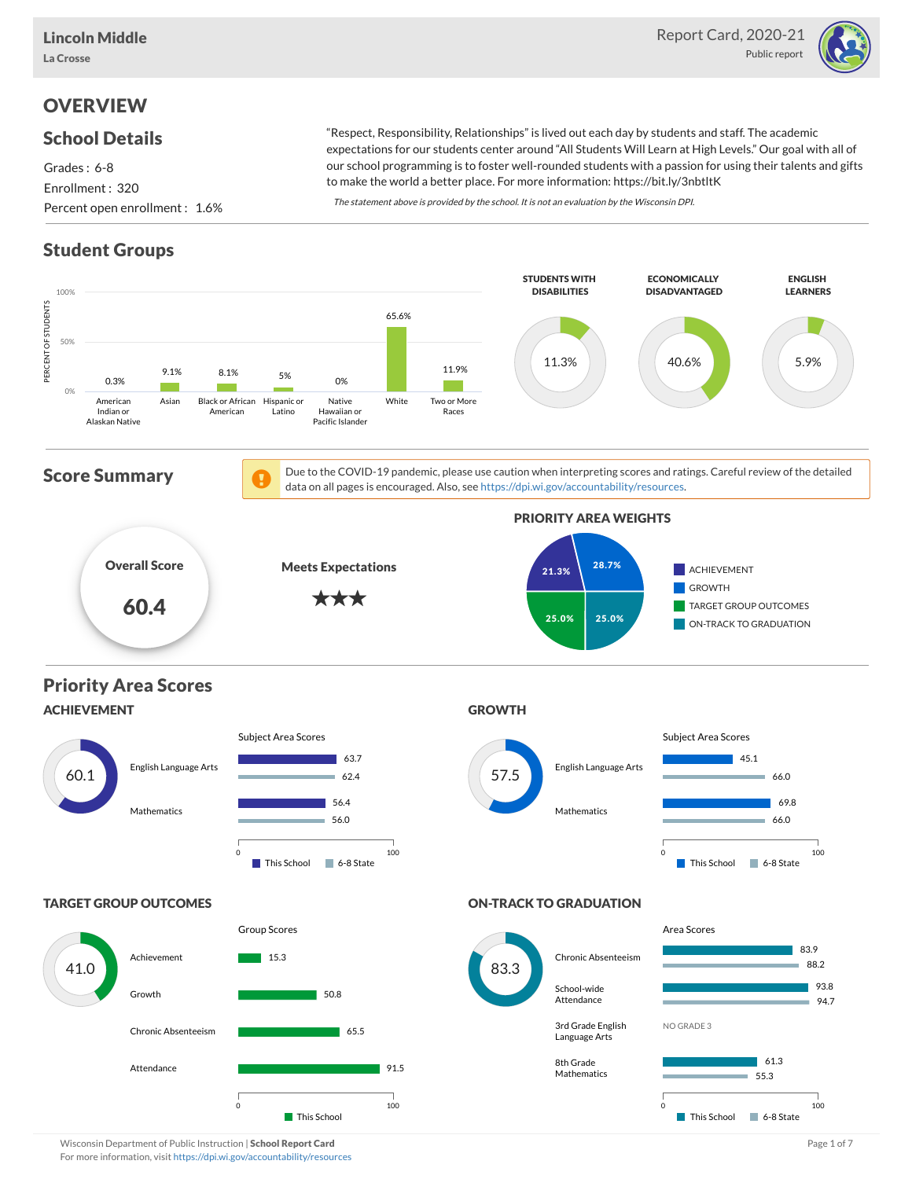**Lincoln Middle**
La Crosse

Report Card, 2020-21
Public report

# OVERVIEW

## School Details

Grades : 6-8
Enrollment : 320
Percent open enrollment : 1.6%

"Respect, Responsibility, Relationships" is lived out each day by students and staff. The academic expectations for our students center around "All Students Will Learn at High Levels." Our goal with all of our school programming is to foster well-rounded students with a passion for using their talents and gifts to make the world a better place. For more information: https://bit.ly/3nbtltK

*The statement above is provided by the school. It is not an evaluation by the Wisconsin DPI.*

## Student Groups

| Group | Percent of Students |
|---|---|
| American Indian or Alaskan Native | 0.3% |
| Asian | 9.1% |
| Black or African American | 8.1% |
| Hispanic or Latino | 5% |
| Native Hawaiian or Pacific Islander | 0% |
| White | 65.6% |
| Two or More Races | 11.9% |

| Students with Disabilities | Economically Disadvantaged | English Learners |
|---|---|---|
| 11.3% | 40.6% | 5.9% |

## Score Summary

Due to the COVID-19 pandemic, please use caution when interpreting scores and ratings. Careful review of the detailed data on all pages is encouraged. Also, see https://dpi.wi.gov/accountability/resources.

**Overall Score:** 60.4

**Meets Expectations** ★★★

### Priority Area Weights

| Priority Area | Weight |
|---|---|
| Achievement | 21.3% |
| Growth | 28.7% |
| Target Group Outcomes | 25.0% |
| On-Track to Graduation | 25.0% |

## Priority Area Scores

### ACHIEVEMENT

Score: 60.1

| Subject Area | This School | 6-8 State |
|---|---|---|
| English Language Arts | 63.7 | 62.4 |
| Mathematics | 56.4 | 56.0 |

### GROWTH

Score: 57.5

| Subject Area | This School | 6-8 State |
|---|---|---|
| English Language Arts | 45.1 | 66.0 |
| Mathematics | 69.8 | 66.0 |

### TARGET GROUP OUTCOMES

Score: 41.0

| Group | This School |
|---|---|
| Achievement | 15.3 |
| Growth | 50.8 |
| Chronic Absenteeism | 65.5 |
| Attendance | 91.5 |

### ON-TRACK TO GRADUATION

Score: 83.3

| Area | This School | 6-8 State |
|---|---|---|
| Chronic Absenteeism | 83.9 | 88.2 |
| School-wide Attendance | 93.8 | 94.7 |
| 3rd Grade English Language Arts | NO GRADE 3 | |
| 8th Grade Mathematics | 61.3 | 55.3 |

Wisconsin Department of Public Instruction | **School Report Card**
For more information, visit https://dpi.wi.gov/accountability/resources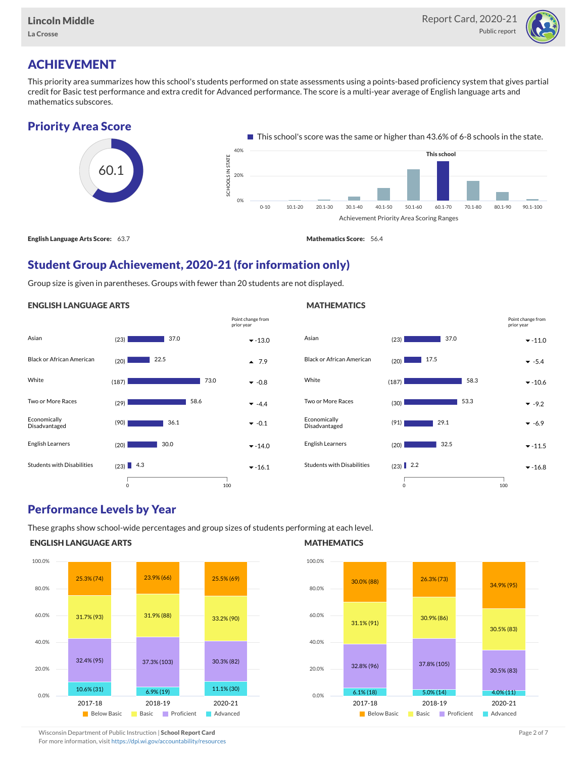# ACHIEVEMENT

This priority area summarizes how this school's students performed on state assessments using a points-based proficiency system that gives partial credit for Basic test performance and extra credit for Advanced performance. The score is a multi-year average of English language arts and mathematics subscores.

## Priority Area Score

60.1

This school's score was the same or higher than 43.6% of 6-8 schools in the state.

**English Language Arts Score:** 63.7

**Mathematics Score:** 56.4

## Student Group Achievement, 2020-21 (for information only)

Group size is given in parentheses. Groups with fewer than 20 students are not displayed.

### ENGLISH LANGUAGE ARTS

| Group | Size | Score | Point change from prior year |
| --- | --- | --- | --- |
| Asian | (23) | 37.0 | ▼ -13.0 |
| Black or African American | (20) | 22.5 | ▲ 7.9 |
| White | (187) | 73.0 | ▼ -0.8 |
| Two or More Races | (29) | 58.6 | ▼ -4.4 |
| Economically Disadvantaged | (90) | 36.1 | ▼ -0.1 |
| English Learners | (20) | 30.0 | ▼ -14.0 |
| Students with Disabilities | (23) | 4.3 | ▼ -16.1 |

### MATHEMATICS

| Group | Size | Score | Point change from prior year |
| --- | --- | --- | --- |
| Asian | (23) | 37.0 | ▼ -11.0 |
| Black or African American | (20) | 17.5 | ▼ -5.4 |
| White | (187) | 58.3 | ▼ -10.6 |
| Two or More Races | (30) | 53.3 | ▼ -9.2 |
| Economically Disadvantaged | (91) | 29.1 | ▼ -6.9 |
| English Learners | (20) | 32.5 | ▼ -11.5 |
| Students with Disabilities | (23) | 2.2 | ▼ -16.8 |

## Performance Levels by Year

These graphs show school-wide percentages and group sizes of students performing at each level.

### ENGLISH LANGUAGE ARTS

| Level | 2017-18 | 2018-19 | 2020-21 |
| --- | --- | --- | --- |
| Below Basic | 25.3% (74) | 23.9% (66) | 25.5% (69) |
| Basic | 31.7% (93) | 31.9% (88) | 33.2% (90) |
| Proficient | 32.4% (95) | 37.3% (103) | 30.3% (82) |
| Advanced | 10.6% (31) | 6.9% (19) | 11.1% (30) |

### MATHEMATICS

| Level | 2017-18 | 2018-19 | 2020-21 |
| --- | --- | --- | --- |
| Below Basic | 30.0% (88) | 26.3% (73) | 34.9% (95) |
| Basic | 31.1% (91) | 30.9% (86) | 30.5% (83) |
| Proficient | 32.8% (96) | 37.8% (105) | 30.5% (83) |
| Advanced | 6.1% (18) | 5.0% (14) | 4.0% (11) |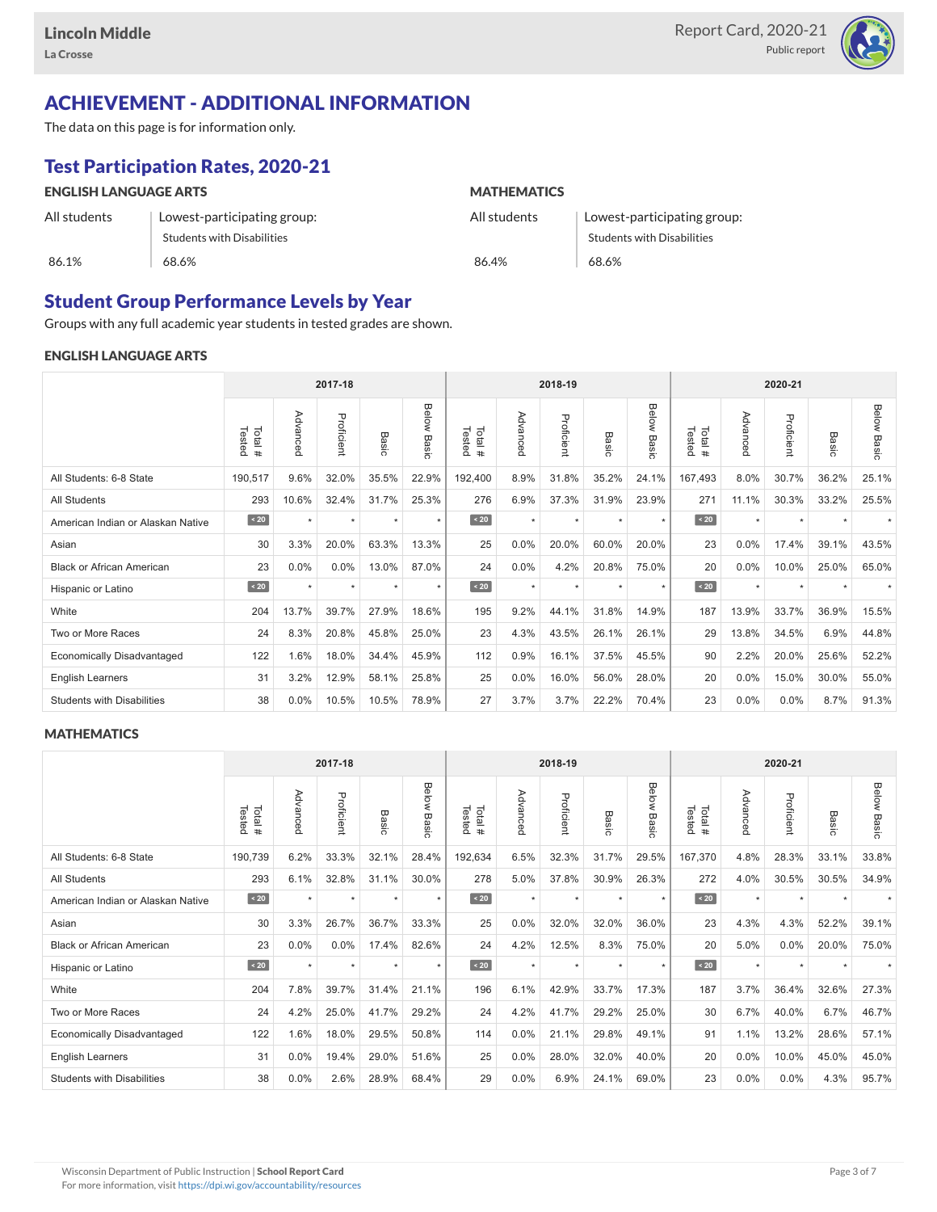# ACHIEVEMENT - ADDITIONAL INFORMATION

The data on this page is for information only.

## Test Participation Rates, 2020-21

### ENGLISH LANGUAGE ARTS

| All students | Lowest-participating group: Students with Disabilities |
|---|---|
| 86.1% | 68.6% |

### MATHEMATICS

| All students | Lowest-participating group: Students with Disabilities |
|---|---|
| 86.4% | 68.6% |

## Student Group Performance Levels by Year

Groups with any full academic year students in tested grades are shown.

### ENGLISH LANGUAGE ARTS

| | 2017-18 | | | | | 2018-19 | | | | | 2020-21 | | | | |
|---|---|---|---|---|---|---|---|---|---|---|---|---|---|---|---|
| | Total # Tested | Advanced | Proficient | Basic | Below Basic | Total # Tested | Advanced | Proficient | Basic | Below Basic | Total # Tested | Advanced | Proficient | Basic | Below Basic |
| All Students: 6-8 State | 190,517 | 9.6% | 32.0% | 35.5% | 22.9% | 192,400 | 8.9% | 31.8% | 35.2% | 24.1% | 167,493 | 8.0% | 30.7% | 36.2% | 25.1% |
| All Students | 293 | 10.6% | 32.4% | 31.7% | 25.3% | 276 | 6.9% | 37.3% | 31.9% | 23.9% | 271 | 11.1% | 30.3% | 33.2% | 25.5% |
| American Indian or Alaskan Native | < 20 | * | * | * | * | < 20 | * | * | * | * | < 20 | * | * | * | * |
| Asian | 30 | 3.3% | 20.0% | 63.3% | 13.3% | 25 | 0.0% | 20.0% | 60.0% | 20.0% | 23 | 0.0% | 17.4% | 39.1% | 43.5% |
| Black or African American | 23 | 0.0% | 0.0% | 13.0% | 87.0% | 24 | 0.0% | 4.2% | 20.8% | 75.0% | 20 | 0.0% | 10.0% | 25.0% | 65.0% |
| Hispanic or Latino | < 20 | * | * | * | * | < 20 | * | * | * | * | < 20 | * | * | * | * |
| White | 204 | 13.7% | 39.7% | 27.9% | 18.6% | 195 | 9.2% | 44.1% | 31.8% | 14.9% | 187 | 13.9% | 33.7% | 36.9% | 15.5% |
| Two or More Races | 24 | 8.3% | 20.8% | 45.8% | 25.0% | 23 | 4.3% | 43.5% | 26.1% | 26.1% | 29 | 13.8% | 34.5% | 6.9% | 44.8% |
| Economically Disadvantaged | 122 | 1.6% | 18.0% | 34.4% | 45.9% | 112 | 0.9% | 16.1% | 37.5% | 45.5% | 90 | 2.2% | 20.0% | 25.6% | 52.2% |
| English Learners | 31 | 3.2% | 12.9% | 58.1% | 25.8% | 25 | 0.0% | 16.0% | 56.0% | 28.0% | 20 | 0.0% | 15.0% | 30.0% | 55.0% |
| Students with Disabilities | 38 | 0.0% | 10.5% | 10.5% | 78.9% | 27 | 3.7% | 3.7% | 22.2% | 70.4% | 23 | 0.0% | 0.0% | 8.7% | 91.3% |

### MATHEMATICS

| | 2017-18 | | | | | 2018-19 | | | | | 2020-21 | | | | |
|---|---|---|---|---|---|---|---|---|---|---|---|---|---|---|---|
| | Total # Tested | Advanced | Proficient | Basic | Below Basic | Total # Tested | Advanced | Proficient | Basic | Below Basic | Total # Tested | Advanced | Proficient | Basic | Below Basic |
| All Students: 6-8 State | 190,739 | 6.2% | 33.3% | 32.1% | 28.4% | 192,634 | 6.5% | 32.3% | 31.7% | 29.5% | 167,370 | 4.8% | 28.3% | 33.1% | 33.8% |
| All Students | 293 | 6.1% | 32.8% | 31.1% | 30.0% | 278 | 5.0% | 37.8% | 30.9% | 26.3% | 272 | 4.0% | 30.5% | 30.5% | 34.9% |
| American Indian or Alaskan Native | < 20 | * | * | * | * | < 20 | * | * | * | * | < 20 | * | * | * | * |
| Asian | 30 | 3.3% | 26.7% | 36.7% | 33.3% | 25 | 0.0% | 32.0% | 32.0% | 36.0% | 23 | 4.3% | 4.3% | 52.2% | 39.1% |
| Black or African American | 23 | 0.0% | 0.0% | 17.4% | 82.6% | 24 | 4.2% | 12.5% | 8.3% | 75.0% | 20 | 5.0% | 0.0% | 20.0% | 75.0% |
| Hispanic or Latino | < 20 | * | * | * | * | < 20 | * | * | * | * | < 20 | * | * | * | * |
| White | 204 | 7.8% | 39.7% | 31.4% | 21.1% | 196 | 6.1% | 42.9% | 33.7% | 17.3% | 187 | 3.7% | 36.4% | 32.6% | 27.3% |
| Two or More Races | 24 | 4.2% | 25.0% | 41.7% | 29.2% | 24 | 4.2% | 41.7% | 29.2% | 25.0% | 30 | 6.7% | 40.0% | 6.7% | 46.7% |
| Economically Disadvantaged | 122 | 1.6% | 18.0% | 29.5% | 50.8% | 114 | 0.0% | 21.1% | 29.8% | 49.1% | 91 | 1.1% | 13.2% | 28.6% | 57.1% |
| English Learners | 31 | 0.0% | 19.4% | 29.0% | 51.6% | 25 | 0.0% | 28.0% | 32.0% | 40.0% | 20 | 0.0% | 10.0% | 45.0% | 45.0% |
| Students with Disabilities | 38 | 0.0% | 2.6% | 28.9% | 68.4% | 29 | 0.0% | 6.9% | 24.1% | 69.0% | 23 | 0.0% | 0.0% | 4.3% | 95.7% |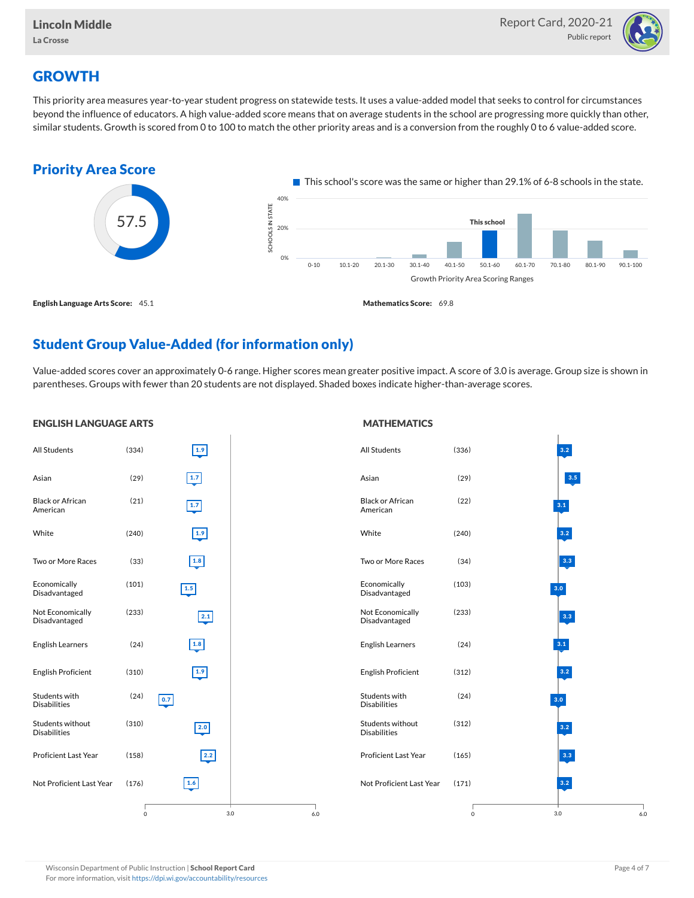# GROWTH

This priority area measures year-to-year student progress on statewide tests. It uses a value-added model that seeks to control for circumstances beyond the influence of educators. A high value-added score means that on average students in the school are progressing more quickly than other, similar students. Growth is scored from 0 to 100 to match the other priority areas and is a conversion from the roughly 0 to 6 value-added score.

## Priority Area Score

57.5

This school's score was the same or higher than 29.1% of 6-8 schools in the state.

Growth Priority Area Scoring Ranges: 0-10, 10.1-20, 20.1-30, 30.1-40, 40.1-50, 50.1-60 (This school), 60.1-70, 70.1-80, 80.1-90, 90.1-100

**English Language Arts Score:** 45.1

**Mathematics Score:** 69.8

## Student Group Value-Added (for information only)

Value-added scores cover an approximately 0-6 range. Higher scores mean greater positive impact. A score of 3.0 is average. Group size is shown in parentheses. Groups with fewer than 20 students are not displayed. Shaded boxes indicate higher-than-average scores.

### ENGLISH LANGUAGE ARTS

| Group | Size | Value-Added |
|---|---|---|
| All Students | (334) | 1.9 |
| Asian | (29) | 1.7 |
| Black or African American | (21) | 1.7 |
| White | (240) | 1.9 |
| Two or More Races | (33) | 1.8 |
| Economically Disadvantaged | (101) | 1.5 |
| Not Economically Disadvantaged | (233) | 2.1 |
| English Learners | (24) | 1.8 |
| English Proficient | (310) | 1.9 |
| Students with Disabilities | (24) | 0.7 |
| Students without Disabilities | (310) | 2.0 |
| Proficient Last Year | (158) | 2.2 |
| Not Proficient Last Year | (176) | 1.6 |

### MATHEMATICS

| Group | Size | Value-Added |
|---|---|---|
| All Students | (336) | 3.2 |
| Asian | (29) | 3.5 |
| Black or African American | (22) | 3.1 |
| White | (240) | 3.2 |
| Two or More Races | (34) | 3.3 |
| Economically Disadvantaged | (103) | 3.0 |
| Not Economically Disadvantaged | (233) | 3.3 |
| English Learners | (24) | 3.1 |
| English Proficient | (312) | 3.2 |
| Students with Disabilities | (24) | 3.0 |
| Students without Disabilities | (312) | 3.2 |
| Proficient Last Year | (165) | 3.3 |
| Not Proficient Last Year | (171) | 3.2 |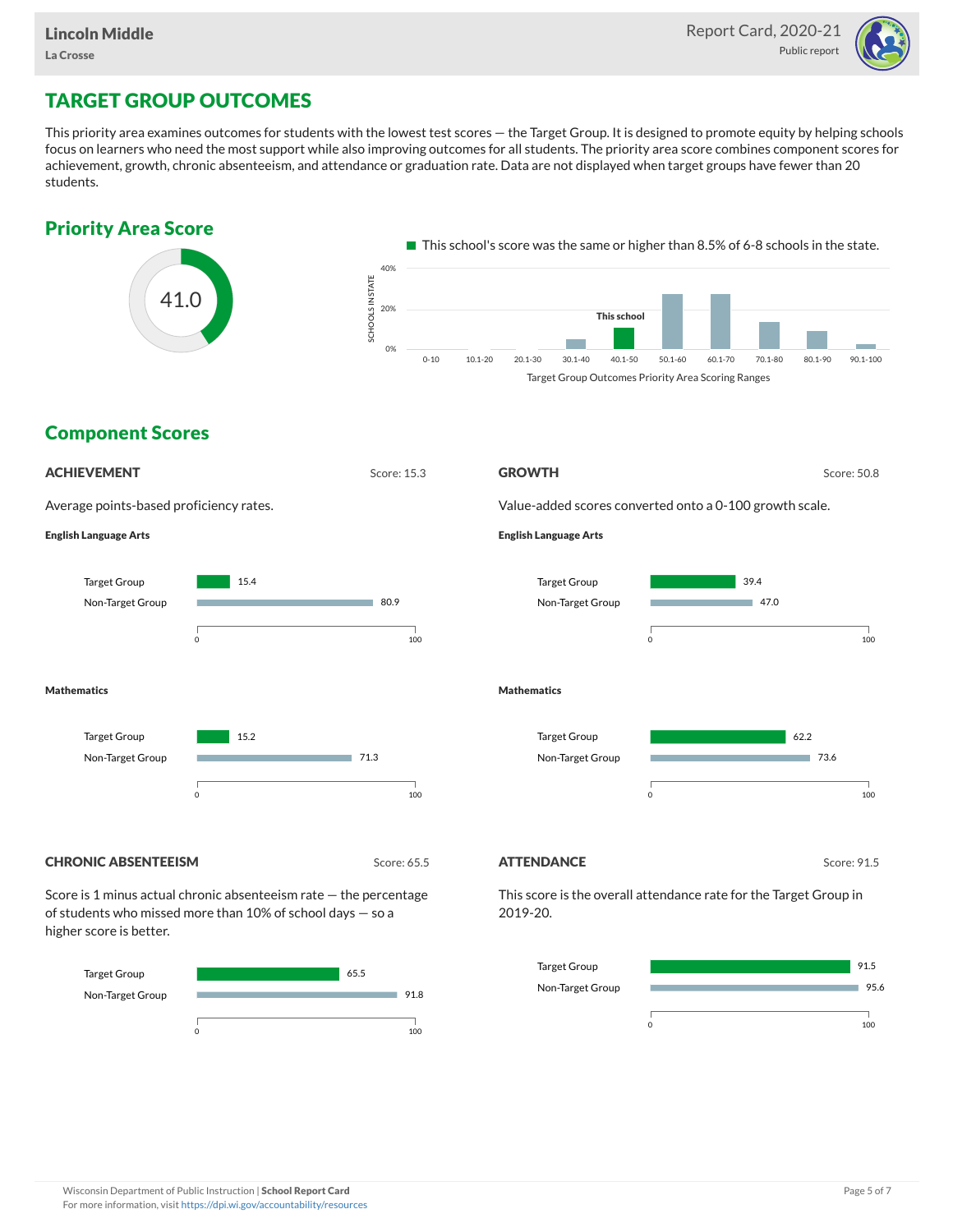# TARGET GROUP OUTCOMES

This priority area examines outcomes for students with the lowest test scores — the Target Group. It is designed to promote equity by helping schools focus on learners who need the most support while also improving outcomes for all students. The priority area score combines component scores for achievement, growth, chronic absenteeism, and attendance or graduation rate. Data are not displayed when target groups have fewer than 20 students.

## Priority Area Score

41.0

This school's score was the same or higher than 8.5% of 6-8 schools in the state.

Target Group Outcomes Priority Area Scoring Ranges (This school: 40.1-50)

## Component Scores

### ACHIEVEMENT

Score: 15.3

Average points-based proficiency rates.

**English Language Arts**

| | Score |
|---|---|
| Target Group | 15.4 |
| Non-Target Group | 80.9 |

**Mathematics**

| | Score |
|---|---|
| Target Group | 15.2 |
| Non-Target Group | 71.3 |

### GROWTH

Score: 50.8

Value-added scores converted onto a 0-100 growth scale.

**English Language Arts**

| | Score |
|---|---|
| Target Group | 39.4 |
| Non-Target Group | 47.0 |

**Mathematics**

| | Score |
|---|---|
| Target Group | 62.2 |
| Non-Target Group | 73.6 |

### CHRONIC ABSENTEEISM

Score: 65.5

Score is 1 minus actual chronic absenteeism rate — the percentage of students who missed more than 10% of school days — so a higher score is better.

| | Score |
|---|---|
| Target Group | 65.5 |
| Non-Target Group | 91.8 |

### ATTENDANCE

Score: 91.5

This score is the overall attendance rate for the Target Group in 2019-20.

| | Score |
|---|---|
| Target Group | 91.5 |
| Non-Target Group | 95.6 |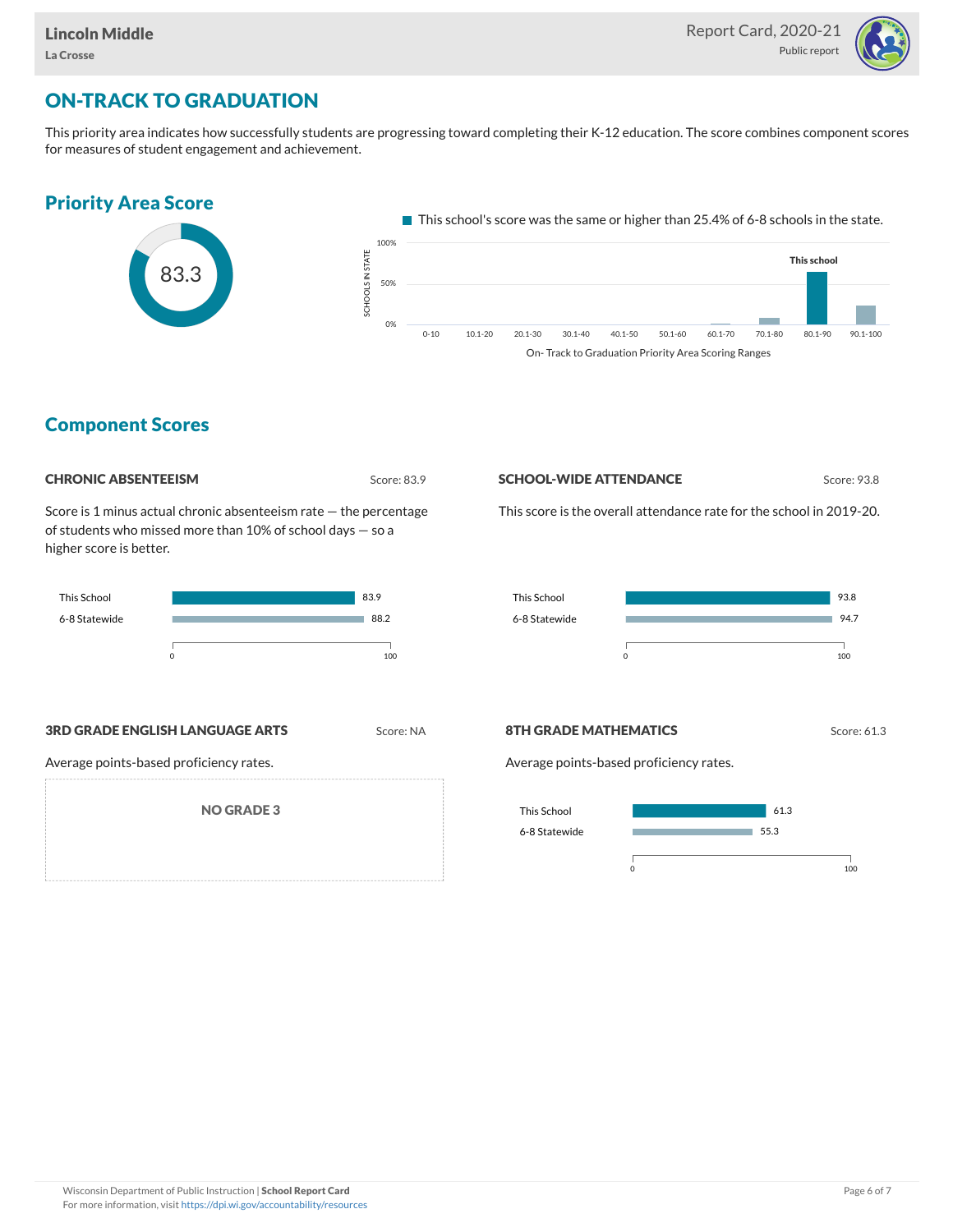# ON-TRACK TO GRADUATION

This priority area indicates how successfully students are progressing toward completing their K-12 education. The score combines component scores for measures of student engagement and achievement.

## Priority Area Score

83.3

This school's score was the same or higher than 25.4% of 6-8 schools in the state.

## Component Scores

### CHRONIC ABSENTEEISM

Score: 83.9

Score is 1 minus actual chronic absenteeism rate — the percentage of students who missed more than 10% of school days — so a higher score is better.

| | Score |
|---|---|
| This School | 83.9 |
| 6-8 Statewide | 88.2 |

### SCHOOL-WIDE ATTENDANCE

Score: 93.8

This score is the overall attendance rate for the school in 2019-20.

| | Score |
|---|---|
| This School | 93.8 |
| 6-8 Statewide | 94.7 |

### 3RD GRADE ENGLISH LANGUAGE ARTS

Score: NA

Average points-based proficiency rates.

NO GRADE 3

### 8TH GRADE MATHEMATICS

Score: 61.3

Average points-based proficiency rates.

| | Score |
|---|---|
| This School | 61.3 |
| 6-8 Statewide | 55.3 |

Wisconsin Department of Public Instruction | **School Report Card**
For more information, visit https://dpi.wi.gov/accountability/resources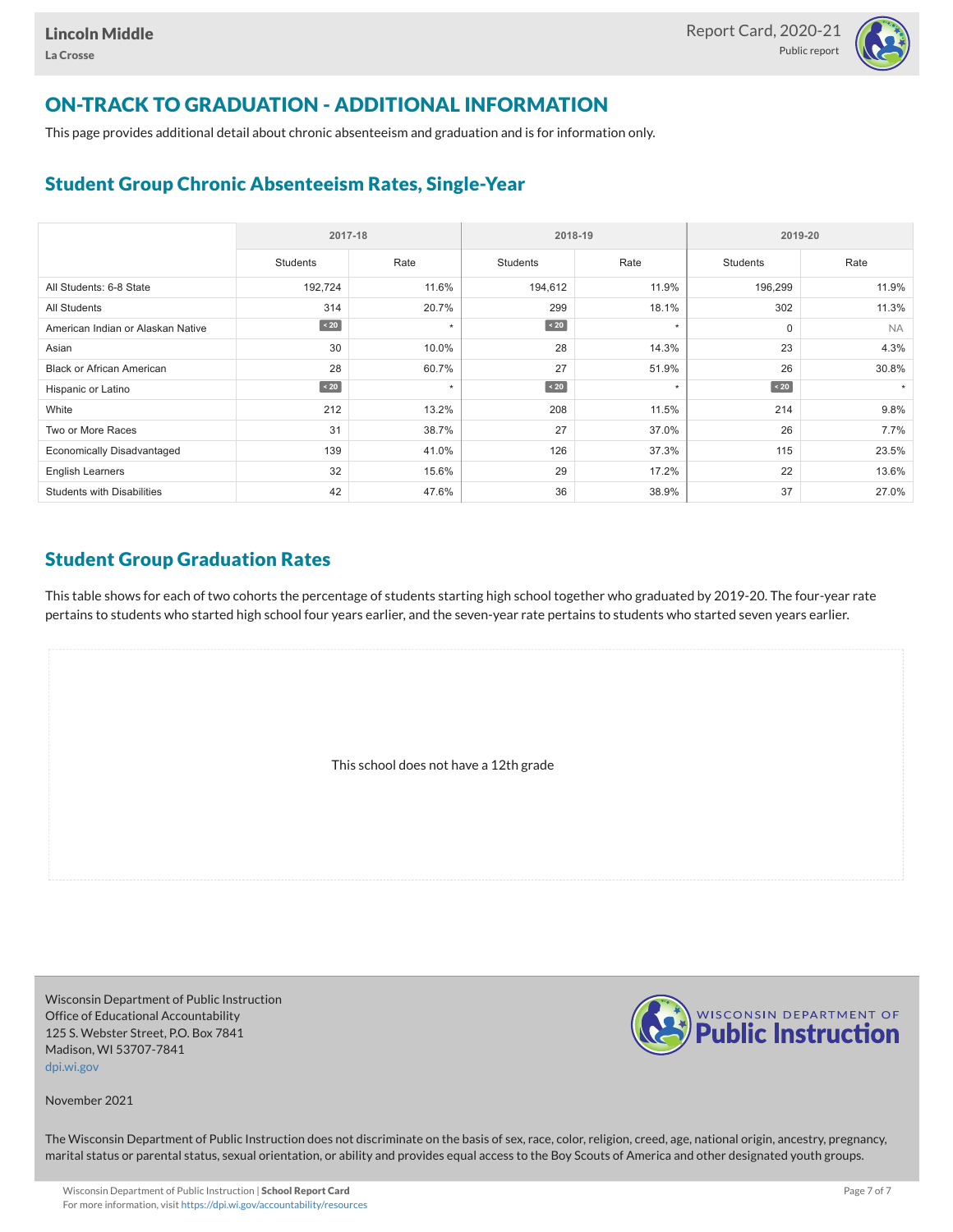Lincoln Middle
La Crosse

Report Card, 2020-21
Public report

## ON-TRACK TO GRADUATION - ADDITIONAL INFORMATION

This page provides additional detail about chronic absenteeism and graduation and is for information only.

### Student Group Chronic Absenteeism Rates, Single-Year

| | 2017-18 | | 2018-19 | | 2019-20 | |
|---|---|---|---|---|---|---|
| | Students | Rate | Students | Rate | Students | Rate |
| All Students: 6-8 State | 192,724 | 11.6% | 194,612 | 11.9% | 196,299 | 11.9% |
| All Students | 314 | 20.7% | 299 | 18.1% | 302 | 11.3% |
| American Indian or Alaskan Native | < 20 | * | < 20 | * | 0 | NA |
| Asian | 30 | 10.0% | 28 | 14.3% | 23 | 4.3% |
| Black or African American | 28 | 60.7% | 27 | 51.9% | 26 | 30.8% |
| Hispanic or Latino | < 20 | * | < 20 | * | < 20 | * |
| White | 212 | 13.2% | 208 | 11.5% | 214 | 9.8% |
| Two or More Races | 31 | 38.7% | 27 | 37.0% | 26 | 7.7% |
| Economically Disadvantaged | 139 | 41.0% | 126 | 37.3% | 115 | 23.5% |
| English Learners | 32 | 15.6% | 29 | 17.2% | 22 | 13.6% |
| Students with Disabilities | 42 | 47.6% | 36 | 38.9% | 37 | 27.0% |

### Student Group Graduation Rates

This table shows for each of two cohorts the percentage of students starting high school together who graduated by 2019-20. The four-year rate pertains to students who started high school four years earlier, and the seven-year rate pertains to students who started seven years earlier.

This school does not have a 12th grade

Wisconsin Department of Public Instruction
Office of Educational Accountability
125 S. Webster Street, P.O. Box 7841
Madison, WI 53707-7841
dpi.wi.gov

November 2021

The Wisconsin Department of Public Instruction does not discriminate on the basis of sex, race, color, religion, creed, age, national origin, ancestry, pregnancy, marital status or parental status, sexual orientation, or ability and provides equal access to the Boy Scouts of America and other designated youth groups.